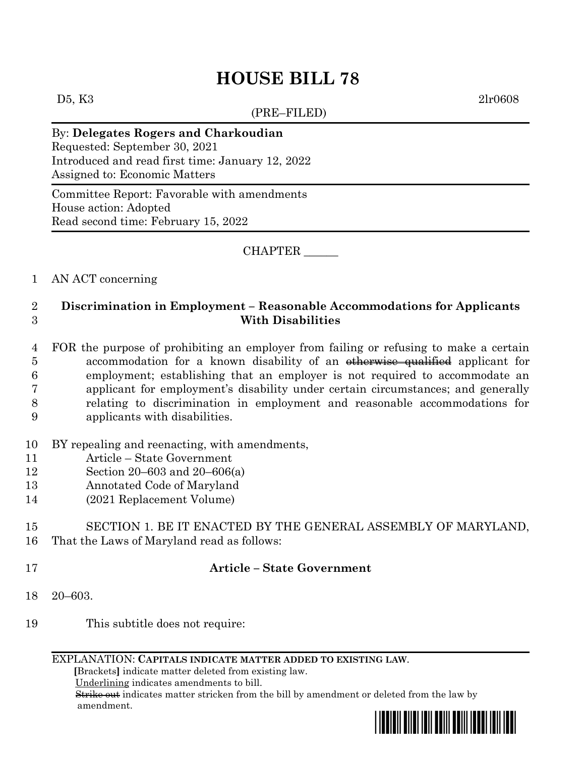# HOUSE BILL 78

D5, K3 2lr0608

(PRE–FILED)

By: **Delegates Rogers and Charkoudian**
Requested: September 30, 2021
Introduced and read first time: January 12, 2022
Assigned to: Economic Matters

Committee Report: Favorable with amendments
House action: Adopted
Read second time: February 15, 2022

CHAPTER ______

1 AN ACT concerning

2 **Discrimination in Employment – Reasonable Accommodations for Applicants**
3 **With Disabilities**

4 FOR the purpose of prohibiting an employer from failing or refusing to make a certain
5 accommodation for a known disability of an ~~otherwise qualified~~ applicant for
6 employment; establishing that an employer is not required to accommodate an
7 applicant for employment's disability under certain circumstances; and generally
8 relating to discrimination in employment and reasonable accommodations for
9 applicants with disabilities.

10 BY repealing and reenacting, with amendments,
11 Article – State Government
12 Section 20–603 and 20–606(a)
13 Annotated Code of Maryland
14 (2021 Replacement Volume)

15 SECTION 1. BE IT ENACTED BY THE GENERAL ASSEMBLY OF MARYLAND,
16 That the Laws of Maryland read as follows:

17 **Article – State Government**

18 20–603.

19 This subtitle does not require:

EXPLANATION: **CAPITALS INDICATE MATTER ADDED TO EXISTING LAW.**
**[**Brackets**]** indicate matter deleted from existing law.
Underlining indicates amendments to bill.
~~Strike out~~ indicates matter stricken from the bill by amendment or deleted from the law by amendment.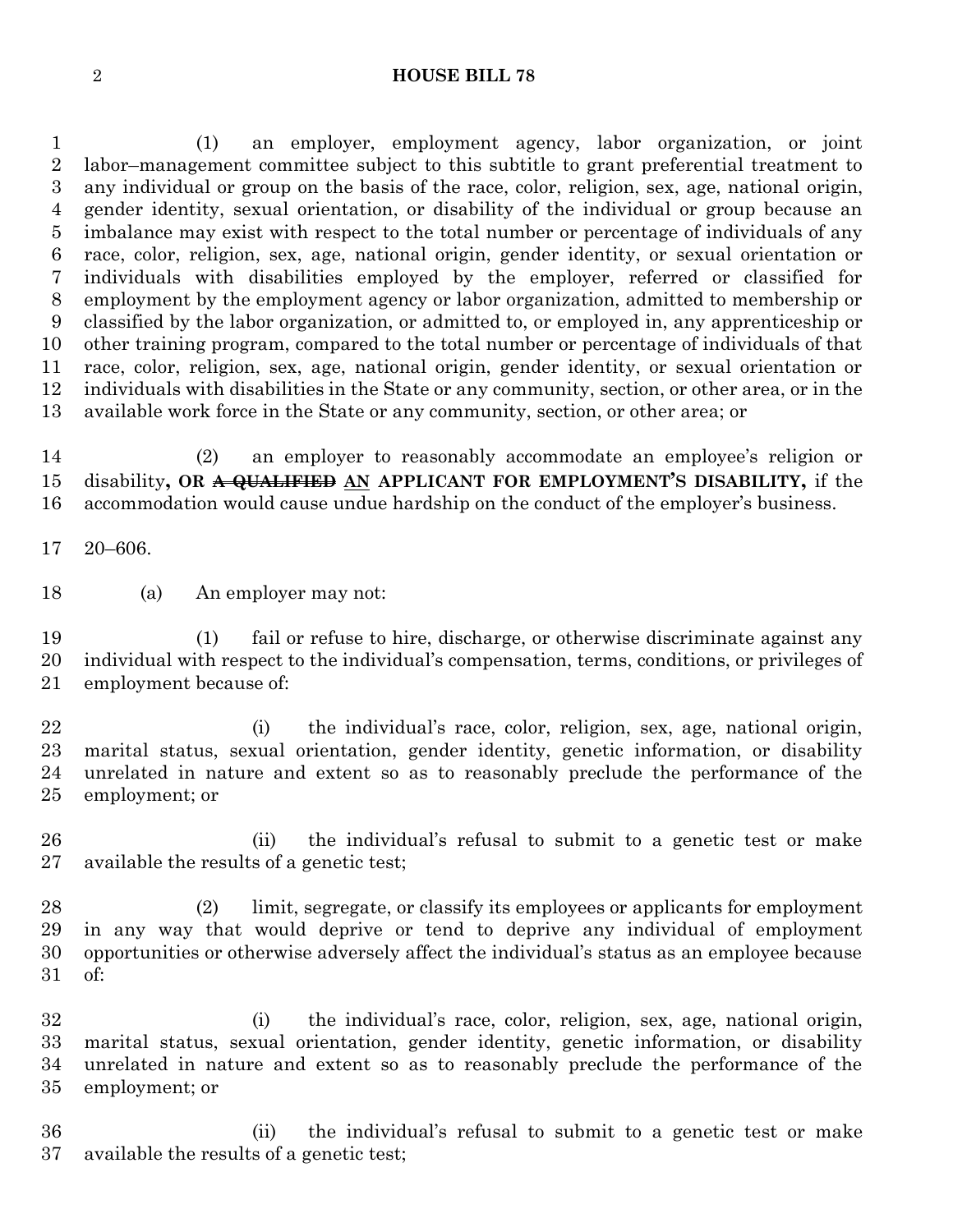(1) an employer, employment agency, labor organization, or joint labor–management committee subject to this subtitle to grant preferential treatment to any individual or group on the basis of the race, color, religion, sex, age, national origin, gender identity, sexual orientation, or disability of the individual or group because an imbalance may exist with respect to the total number or percentage of individuals of any race, color, religion, sex, age, national origin, gender identity, or sexual orientation or individuals with disabilities employed by the employer, referred or classified for employment by the employment agency or labor organization, admitted to membership or classified by the labor organization, or admitted to, or employed in, any apprenticeship or other training program, compared to the total number or percentage of individuals of that race, color, religion, sex, age, national origin, gender identity, or sexual orientation or individuals with disabilities in the State or any community, section, or other area, or in the available work force in the State or any community, section, or other area; or

(2) an employer to reasonably accommodate an employee's religion or disability**, OR** ~~**A QUALIFIED**~~ <u>**AN**</u> **APPLICANT FOR EMPLOYMENT'S DISABILITY,** if the accommodation would cause undue hardship on the conduct of the employer's business.

20–606.

(a) An employer may not:

(1) fail or refuse to hire, discharge, or otherwise discriminate against any individual with respect to the individual's compensation, terms, conditions, or privileges of employment because of:

(i) the individual's race, color, religion, sex, age, national origin, marital status, sexual orientation, gender identity, genetic information, or disability unrelated in nature and extent so as to reasonably preclude the performance of the employment; or

(ii) the individual's refusal to submit to a genetic test or make available the results of a genetic test;

(2) limit, segregate, or classify its employees or applicants for employment in any way that would deprive or tend to deprive any individual of employment opportunities or otherwise adversely affect the individual's status as an employee because of:

(i) the individual's race, color, religion, sex, age, national origin, marital status, sexual orientation, gender identity, genetic information, or disability unrelated in nature and extent so as to reasonably preclude the performance of the employment; or

(ii) the individual's refusal to submit to a genetic test or make available the results of a genetic test;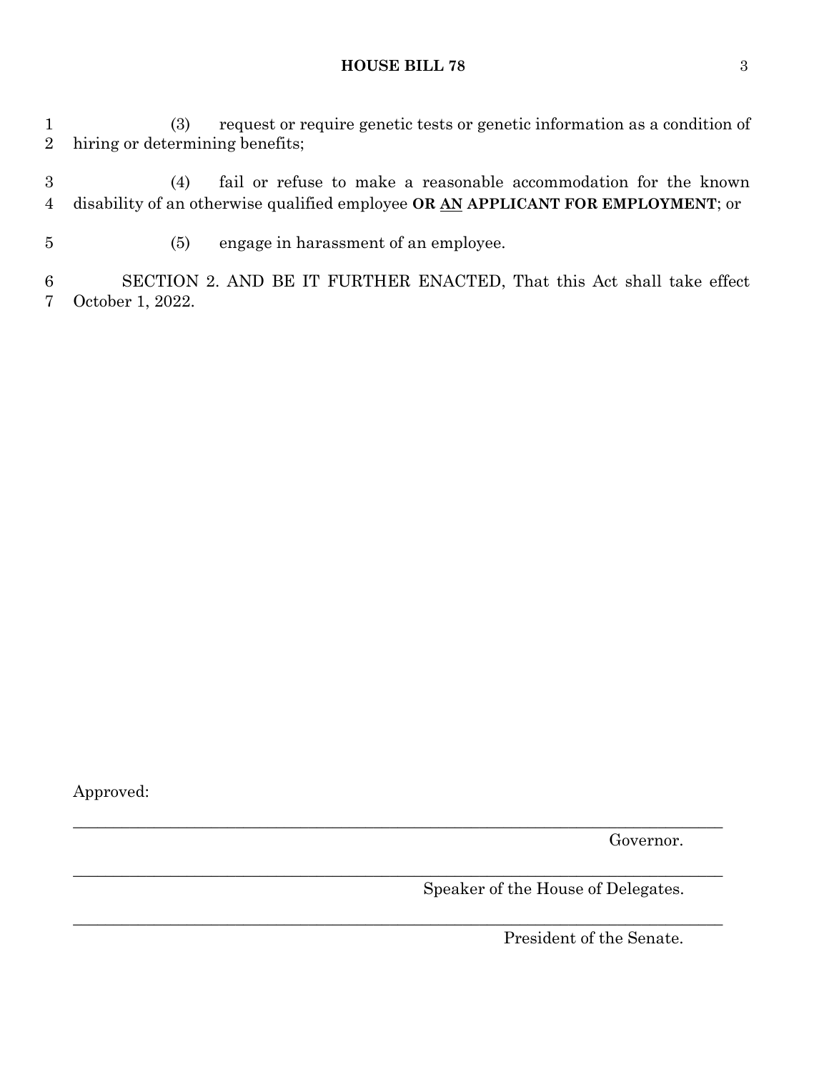(3) request or require genetic tests or genetic information as a condition of hiring or determining benefits;

(4) fail or refuse to make a reasonable accommodation for the known disability of an otherwise qualified employee **OR AN APPLICANT FOR EMPLOYMENT**; or

(5) engage in harassment of an employee.

SECTION 2. AND BE IT FURTHER ENACTED, That this Act shall take effect October 1, 2022.

Approved:

\_\_\_\_\_\_\_\_\_\_\_\_\_\_\_\_\_\_\_\_\_\_\_\_\_\_\_\_\_\_\_\_\_\_\_\_\_\_\_\_\_\_\_\_\_\_\_\_\_\_\_\_\_\_\_\_\_\_\_\_\_\_\_\_\_\_\_\_\_\_\_\_\_\_\_\_

Governor.

\_\_\_\_\_\_\_\_\_\_\_\_\_\_\_\_\_\_\_\_\_\_\_\_\_\_\_\_\_\_\_\_\_\_\_\_\_\_\_\_\_\_\_\_\_\_\_\_\_\_\_\_\_\_\_\_\_\_\_\_\_\_\_\_\_\_\_\_\_\_\_\_\_\_\_\_

Speaker of the House of Delegates.

\_\_\_\_\_\_\_\_\_\_\_\_\_\_\_\_\_\_\_\_\_\_\_\_\_\_\_\_\_\_\_\_\_\_\_\_\_\_\_\_\_\_\_\_\_\_\_\_\_\_\_\_\_\_\_\_\_\_\_\_\_\_\_\_\_\_\_\_\_\_\_\_\_\_\_\_

President of the Senate.